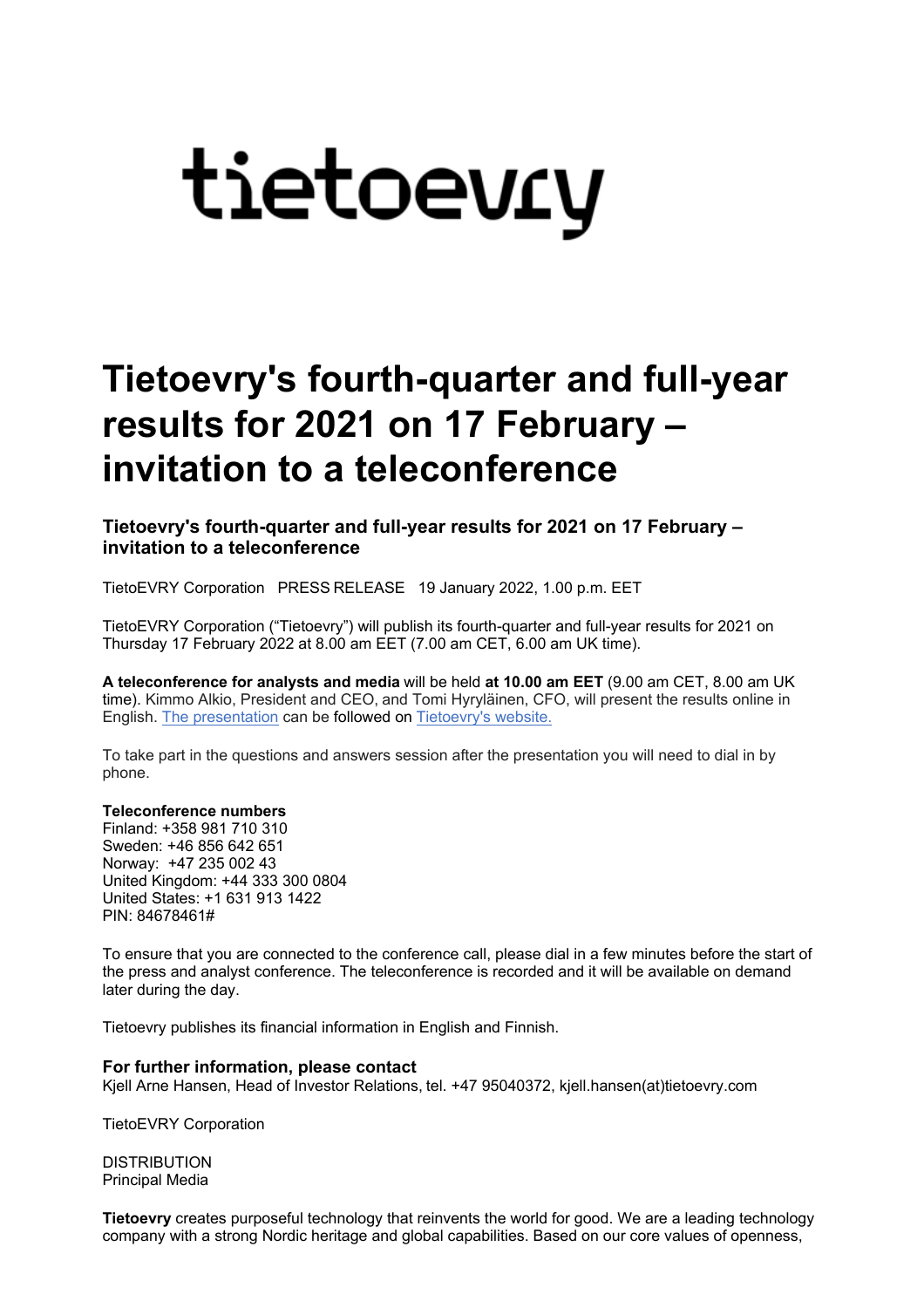tietoevry

# Tietoevry's fourth-quarter and full-year results for 2021 on 17 February – invitation to a teleconference

### Tietoevry's fourth-quarter and full-year results for 2021 on 17 February – invitation to a teleconference

TietoEVRY Corporation PRESS RELEASE 19 January 2022, 1.00 p.m. EET

TietoEVRY Corporation ("Tietoevry") will publish its fourth-quarter and full-year results for 2021 on Thursday 17 February 2022 at 8.00 am EET (7.00 am CET, 6.00 am UK time).

**A teleconference for analysts and media** will be held **at 10.00 am EET** (9.00 am CET, 8.00 am UK time). Kimmo Alkio, President and CEO, and Tomi Hyryläinen, CFO, will present the results online in English. The presentation can be followed on Tietoevry's website.

To take part in the questions and answers session after the presentation you will need to dial in by phone.

**Teleconference numbers**
Finland: +358 981 710 310
Sweden: +46 856 642 651
Norway: +47 235 002 43
United Kingdom: +44 333 300 0804
United States: +1 631 913 1422
PIN: 84678461#

To ensure that you are connected to the conference call, please dial in a few minutes before the start of the press and analyst conference. The teleconference is recorded and it will be available on demand later during the day.

Tietoevry publishes its financial information in English and Finnish.

**For further information, please contact**
Kjell Arne Hansen, Head of Investor Relations, tel. +47 95040372, kjell.hansen(at)tietoevry.com

TietoEVRY Corporation

DISTRIBUTION
Principal Media

**Tietoevry** creates purposeful technology that reinvents the world for good. We are a leading technology company with a strong Nordic heritage and global capabilities. Based on our core values of openness,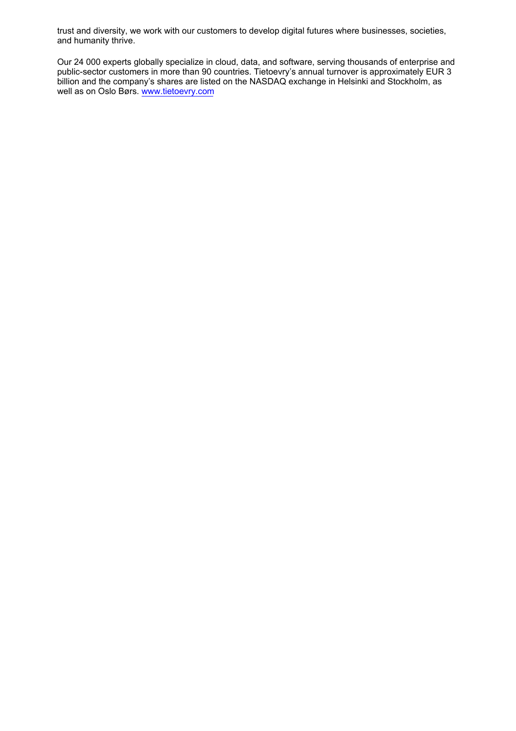trust and diversity, we work with our customers to develop digital futures where businesses, societies, and humanity thrive.

Our 24 000 experts globally specialize in cloud, data, and software, serving thousands of enterprise and public-sector customers in more than 90 countries. Tietoevry's annual turnover is approximately EUR 3 billion and the company's shares are listed on the NASDAQ exchange in Helsinki and Stockholm, as well as on Oslo Børs. [www.tietoevry.com](http://www.tietoevry.com)